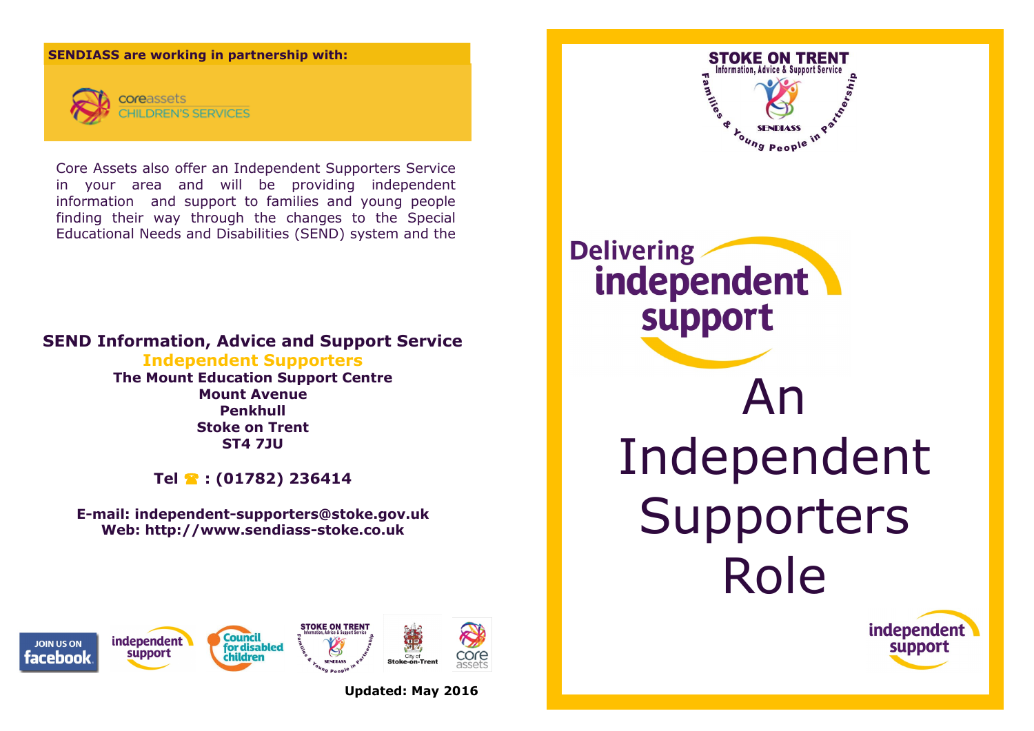**SENDIASS are working in partnership with:**

coreassets CHILDREN'S SERVICES

Core Assets also offer an Independent Supporters Service in your area and will be providing independent information and support to families and young people finding their way through the changes to the Special Educational Needs and Disabilities (SEND) system and the

## SEND Information, Advice and Support Service

**Independent Supporters**

**The Mount Education Support Centre**
**Mount Avenue**
**Penkhull**
**Stoke on Trent**
**ST4 7JU**

**Tel ☎ : (01782) 236414**

**E-mail: independent-supporters@stoke.gov.uk**
**Web: http://www.sendiass-stoke.co.uk**

JOIN US ON facebook

**Updated: May 2016**

STOKE ON TRENT
Information, Advice & Support Service
SENDIASS
Families & Young People in Partnership

Delivering independent support

# An Independent Supporters Role

independent support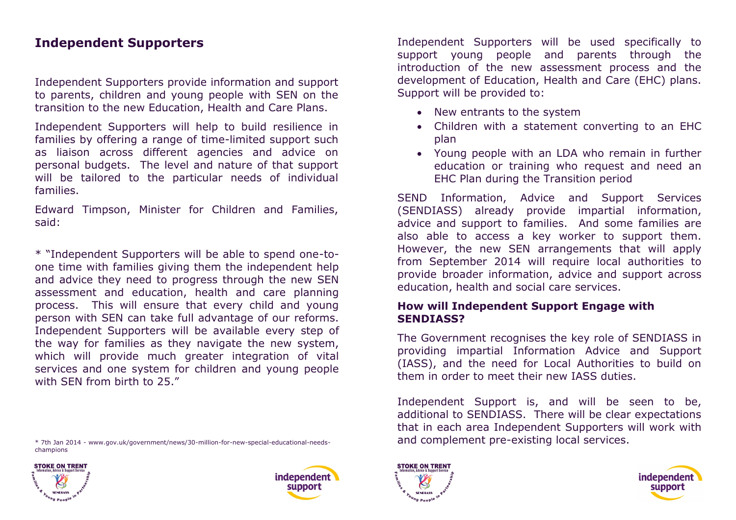## Independent Supporters

Independent Supporters provide information and support to parents, children and young people with SEN on the transition to the new Education, Health and Care Plans.

Independent Supporters will help to build resilience in families by offering a range of time-limited support such as liaison across different agencies and advice on personal budgets. The level and nature of that support will be tailored to the particular needs of individual families.

Edward Timpson, Minister for Children and Families, said:

* "Independent Supporters will be able to spend one-to-one time with families giving them the independent help and advice they need to progress through the new SEN assessment and education, health and care planning process. This will ensure that every child and young person with SEN can take full advantage of our reforms. Independent Supporters will be available every step of the way for families as they navigate the new system, which will provide much greater integration of vital services and one system for children and young people with SEN from birth to 25."

* 7th Jan 2014 - www.gov.uk/government/news/30-million-for-new-special-educational-needs-champions

Independent Supporters will be used specifically to support young people and parents through the introduction of the new assessment process and the development of Education, Health and Care (EHC) plans. Support will be provided to:

- New entrants to the system
- Children with a statement converting to an EHC plan
- Young people with an LDA who remain in further education or training who request and need an EHC Plan during the Transition period

SEND Information, Advice and Support Services (SENDIASS) already provide impartial information, advice and support to families. And some families are also able to access a key worker to support them. However, the new SEN arrangements that will apply from September 2014 will require local authorities to provide broader information, advice and support across education, health and social care services.

### How will Independent Support Engage with SENDIASS?

The Government recognises the key role of SENDIASS in providing impartial Information Advice and Support (IASS), and the need for Local Authorities to build on them in order to meet their new IASS duties.

Independent Support is, and will be seen to be, additional to SENDIASS. There will be clear expectations that in each area Independent Supporters will work with and complement pre-existing local services.